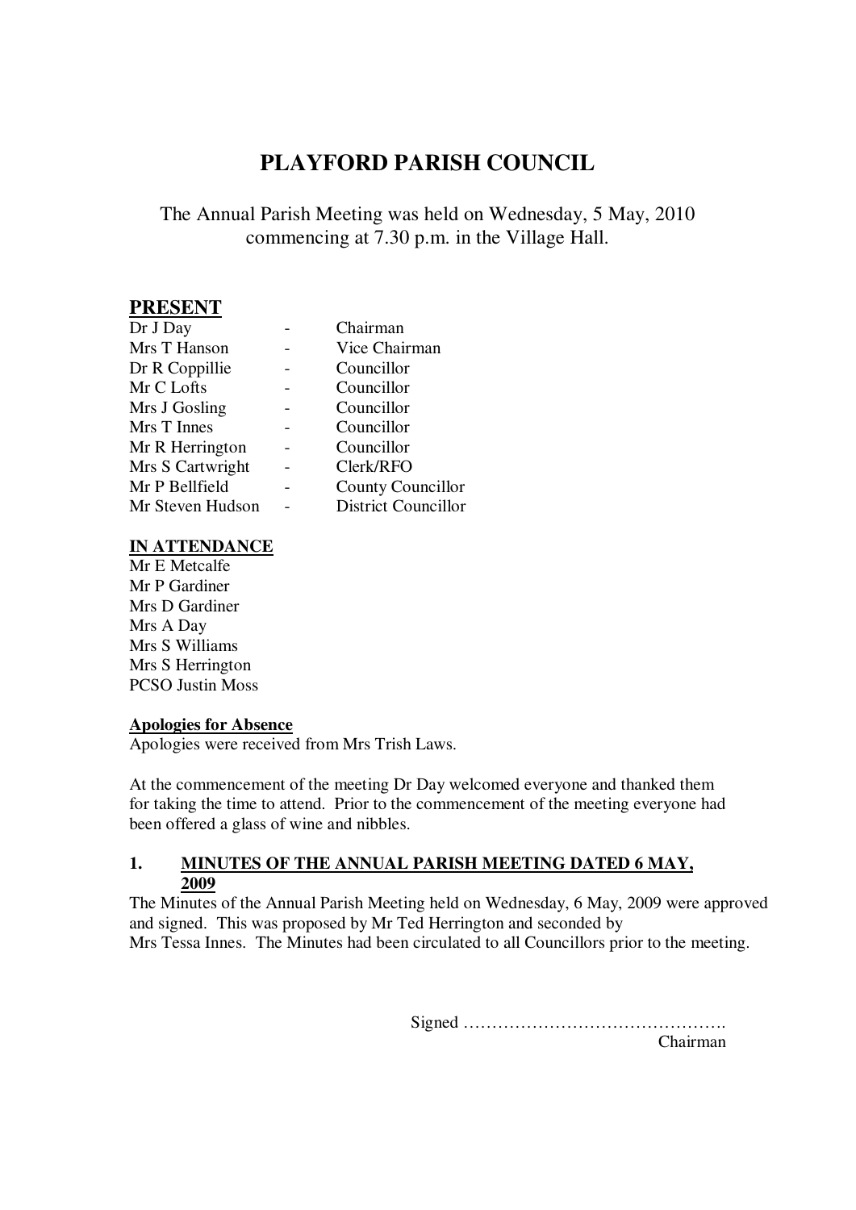# PLAYFORD PARISH COUNCIL

The Annual Parish Meeting was held on Wednesday, 5 May, 2010 commencing at 7.30 p.m. in the Village Hall.

## PRESENT

| | | |
|---|---|---|
| Dr J Day | - | Chairman |
| Mrs T Hanson | - | Vice Chairman |
| Dr R Coppillie | - | Councillor |
| Mr C Lofts | - | Councillor |
| Mrs J Gosling | - | Councillor |
| Mrs T Innes | - | Councillor |
| Mr R Herrington | - | Councillor |
| Mrs S Cartwright | - | Clerk/RFO |
| Mr P Bellfield | - | County Councillor |
| Mr Steven Hudson | - | District Councillor |

**IN ATTENDANCE**

Mr E Metcalfe
Mr P Gardiner
Mrs D Gardiner
Mrs A Day
Mrs S Williams
Mrs S Herrington
PCSO Justin Moss

**Apologies for Absence**

Apologies were received from Mrs Trish Laws.

At the commencement of the meeting Dr Day welcomed everyone and thanked them for taking the time to attend. Prior to the commencement of the meeting everyone had been offered a glass of wine and nibbles.

**1. MINUTES OF THE ANNUAL PARISH MEETING DATED 6 MAY, 2009**

The Minutes of the Annual Parish Meeting held on Wednesday, 6 May, 2009 were approved and signed. This was proposed by Mr Ted Herrington and seconded by Mrs Tessa Innes. The Minutes had been circulated to all Councillors prior to the meeting.

Signed ……………………………………….
Chairman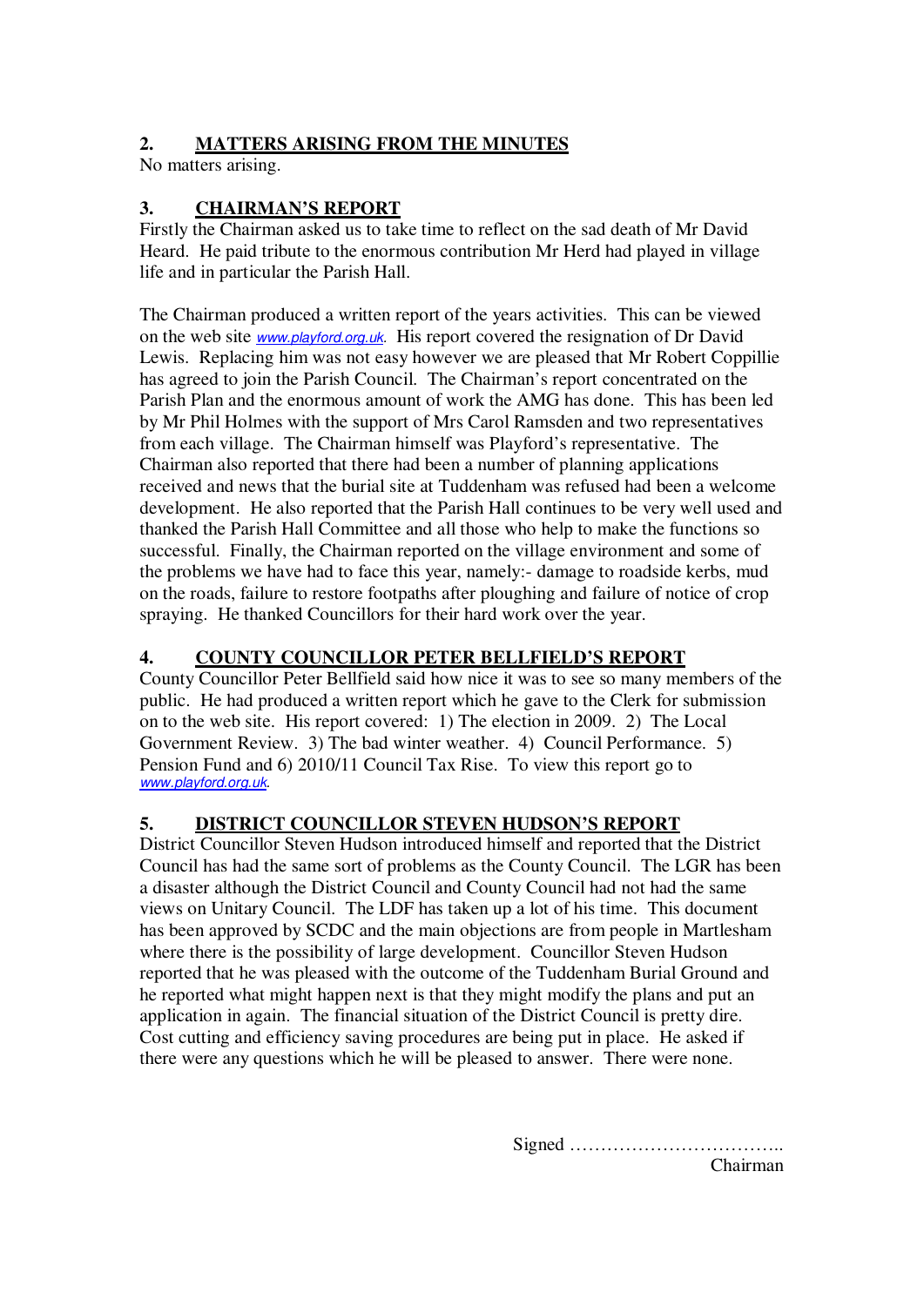## 2. MATTERS ARISING FROM THE MINUTES

No matters arising.

## 3. CHAIRMAN'S REPORT

Firstly the Chairman asked us to take time to reflect on the sad death of Mr David Heard. He paid tribute to the enormous contribution Mr Herd had played in village life and in particular the Parish Hall.

The Chairman produced a written report of the years activities. This can be viewed on the web site www.playford.org.uk. His report covered the resignation of Dr David Lewis. Replacing him was not easy however we are pleased that Mr Robert Coppillie has agreed to join the Parish Council. The Chairman's report concentrated on the Parish Plan and the enormous amount of work the AMG has done. This has been led by Mr Phil Holmes with the support of Mrs Carol Ramsden and two representatives from each village. The Chairman himself was Playford's representative. The Chairman also reported that there had been a number of planning applications received and news that the burial site at Tuddenham was refused had been a welcome development. He also reported that the Parish Hall continues to be very well used and thanked the Parish Hall Committee and all those who help to make the functions so successful. Finally, the Chairman reported on the village environment and some of the problems we have had to face this year, namely:- damage to roadside kerbs, mud on the roads, failure to restore footpaths after ploughing and failure of notice of crop spraying. He thanked Councillors for their hard work over the year.

## 4. COUNTY COUNCILLOR PETER BELLFIELD'S REPORT

County Councillor Peter Bellfield said how nice it was to see so many members of the public. He had produced a written report which he gave to the Clerk for submission on to the web site. His report covered: 1) The election in 2009. 2) The Local Government Review. 3) The bad winter weather. 4) Council Performance. 5) Pension Fund and 6) 2010/11 Council Tax Rise. To view this report go to www.playford.org.uk.

## 5. DISTRICT COUNCILLOR STEVEN HUDSON'S REPORT

District Councillor Steven Hudson introduced himself and reported that the District Council has had the same sort of problems as the County Council. The LGR has been a disaster although the District Council and County Council had not had the same views on Unitary Council. The LDF has taken up a lot of his time. This document has been approved by SCDC and the main objections are from people in Martlesham where there is the possibility of large development. Councillor Steven Hudson reported that he was pleased with the outcome of the Tuddenham Burial Ground and he reported what might happen next is that they might modify the plans and put an application in again. The financial situation of the District Council is pretty dire. Cost cutting and efficiency saving procedures are being put in place. He asked if there were any questions which he will be pleased to answer. There were none.

Signed ……………………………..
Chairman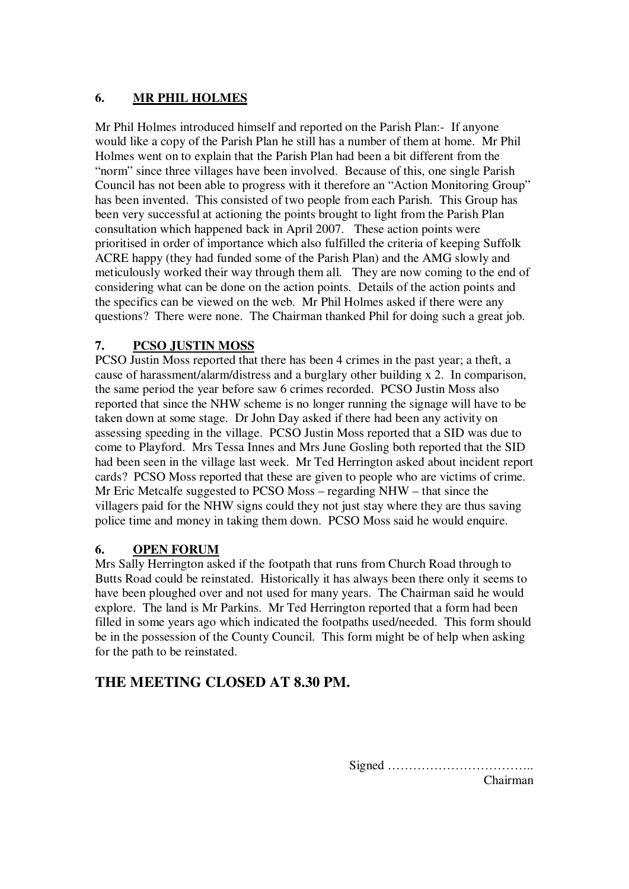## 6. MR PHIL HOLMES

Mr Phil Holmes introduced himself and reported on the Parish Plan:- If anyone would like a copy of the Parish Plan he still has a number of them at home. Mr Phil Holmes went on to explain that the Parish Plan had been a bit different from the "norm" since three villages have been involved. Because of this, one single Parish Council has not been able to progress with it therefore an "Action Monitoring Group" has been invented. This consisted of two people from each Parish. This Group has been very successful at actioning the points brought to light from the Parish Plan consultation which happened back in April 2007. These action points were prioritised in order of importance which also fulfilled the criteria of keeping Suffolk ACRE happy (they had funded some of the Parish Plan) and the AMG slowly and meticulously worked their way through them all. They are now coming to the end of considering what can be done on the action points. Details of the action points and the specifics can be viewed on the web. Mr Phil Holmes asked if there were any questions? There were none. The Chairman thanked Phil for doing such a great job.

## 7. PCSO JUSTIN MOSS

PCSO Justin Moss reported that there has been 4 crimes in the past year; a theft, a cause of harassment/alarm/distress and a burglary other building x 2. In comparison, the same period the year before saw 6 crimes recorded. PCSO Justin Moss also reported that since the NHW scheme is no longer running the signage will have to be taken down at some stage. Dr John Day asked if there had been any activity on assessing speeding in the village. PCSO Justin Moss reported that a SID was due to come to Playford. Mrs Tessa Innes and Mrs June Gosling both reported that the SID had been seen in the village last week. Mr Ted Herrington asked about incident report cards? PCSO Moss reported that these are given to people who are victims of crime. Mr Eric Metcalfe suggested to PCSO Moss – regarding NHW – that since the villagers paid for the NHW signs could they not just stay where they are thus saving police time and money in taking them down. PCSO Moss said he would enquire.

## 6. OPEN FORUM

Mrs Sally Herrington asked if the footpath that runs from Church Road through to Butts Road could be reinstated. Historically it has always been there only it seems to have been ploughed over and not used for many years. The Chairman said he would explore. The land is Mr Parkins. Mr Ted Herrington reported that a form had been filled in some years ago which indicated the footpaths used/needed. This form should be in the possession of the County Council. This form might be of help when asking for the path to be reinstated.

# THE MEETING CLOSED AT 8.30 PM.

Signed ……………………………..
Chairman